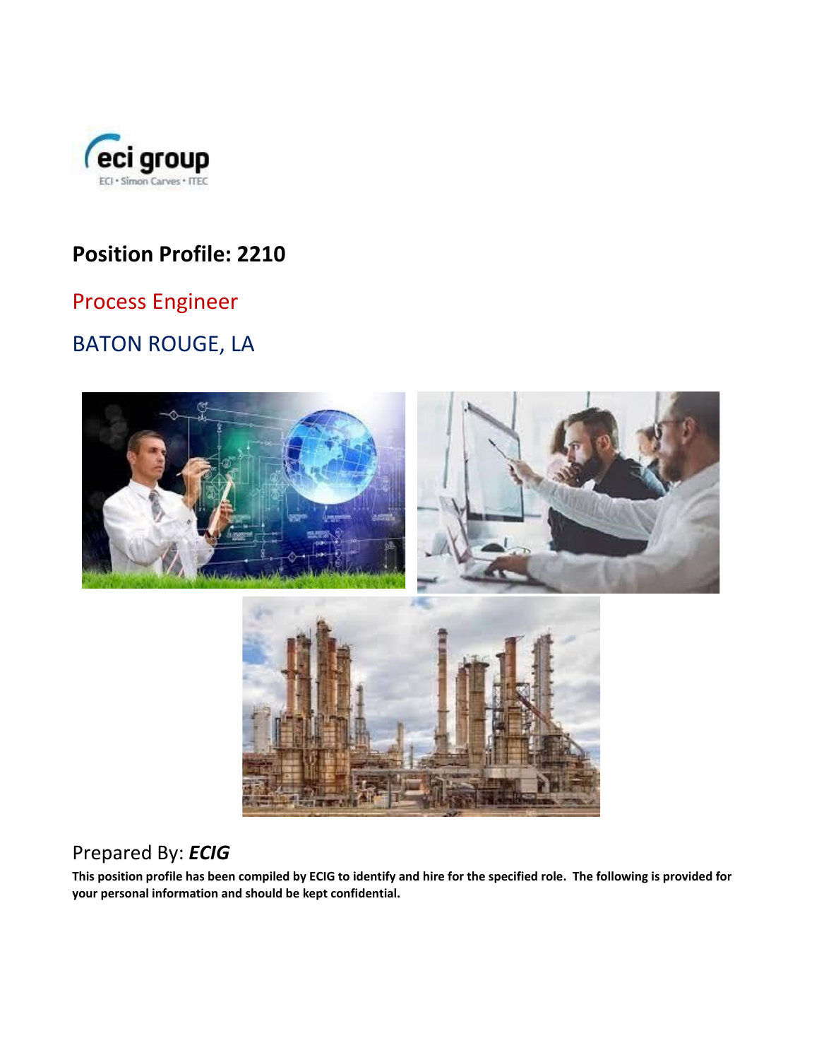# Position Profile: 2210

## Process Engineer

## BATON ROUGE, LA

Prepared By: ***ECIG***

**This position profile has been compiled by ECIG to identify and hire for the specified role. The following is provided for your personal information and should be kept confidential.**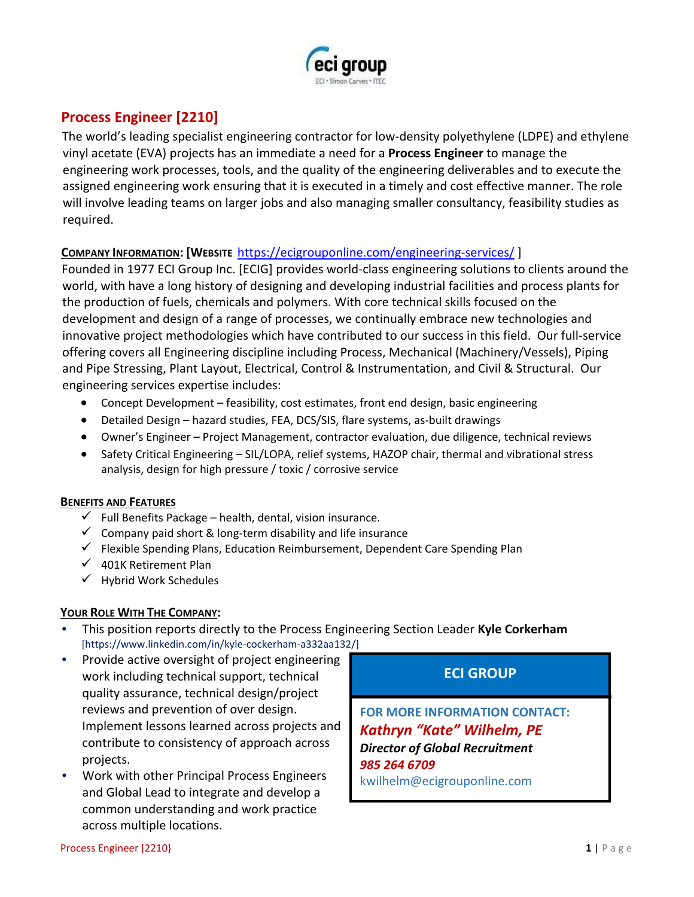## Process Engineer [2210]

The world's leading specialist engineering contractor for low-density polyethylene (LDPE) and ethylene vinyl acetate (EVA) projects has an immediate a need for a **Process Engineer** to manage the engineering work processes, tools, and the quality of the engineering deliverables and to execute the assigned engineering work ensuring that it is executed in a timely and cost effective manner. The role will involve leading teams on larger jobs and also managing smaller consultancy, feasibility studies as required.

**COMPANY INFORMATION: [WEBSITE** https://ecigrouponline.com/engineering-services/ ]

Founded in 1977 ECI Group Inc. [ECIG] provides world-class engineering solutions to clients around the world, with have a long history of designing and developing industrial facilities and process plants for the production of fuels, chemicals and polymers. With core technical skills focused on the development and design of a range of processes, we continually embrace new technologies and innovative project methodologies which have contributed to our success in this field. Our full-service offering covers all Engineering discipline including Process, Mechanical (Machinery/Vessels), Piping and Pipe Stressing, Plant Layout, Electrical, Control & Instrumentation, and Civil & Structural. Our engineering services expertise includes:

- Concept Development – feasibility, cost estimates, front end design, basic engineering
- Detailed Design – hazard studies, FEA, DCS/SIS, flare systems, as-built drawings
- Owner's Engineer – Project Management, contractor evaluation, due diligence, technical reviews
- Safety Critical Engineering – SIL/LOPA, relief systems, HAZOP chair, thermal and vibrational stress analysis, design for high pressure / toxic / corrosive service

**BENEFITS AND FEATURES**

- ✓ Full Benefits Package – health, dental, vision insurance.
- ✓ Company paid short & long-term disability and life insurance
- ✓ Flexible Spending Plans, Education Reimbursement, Dependent Care Spending Plan
- ✓ 401K Retirement Plan
- ✓ Hybrid Work Schedules

**YOUR ROLE WITH THE COMPANY:**

- This position reports directly to the Process Engineering Section Leader **Kyle Corkerham** [https://www.linkedin.com/in/kyle-cockerham-a332aa132/]
- Provide active oversight of project engineering work including technical support, technical quality assurance, technical design/project reviews and prevention of over design. Implement lessons learned across projects and contribute to consistency of approach across projects.
- Work with other Principal Process Engineers and Global Lead to integrate and develop a common understanding and work practice across multiple locations.

**ECI GROUP**

FOR MORE INFORMATION CONTACT:
***Kathryn "Kate" Wilhelm, PE***
***Director of Global Recruitment***
***985 264 6709***
kwilhelm@ecigrouponline.com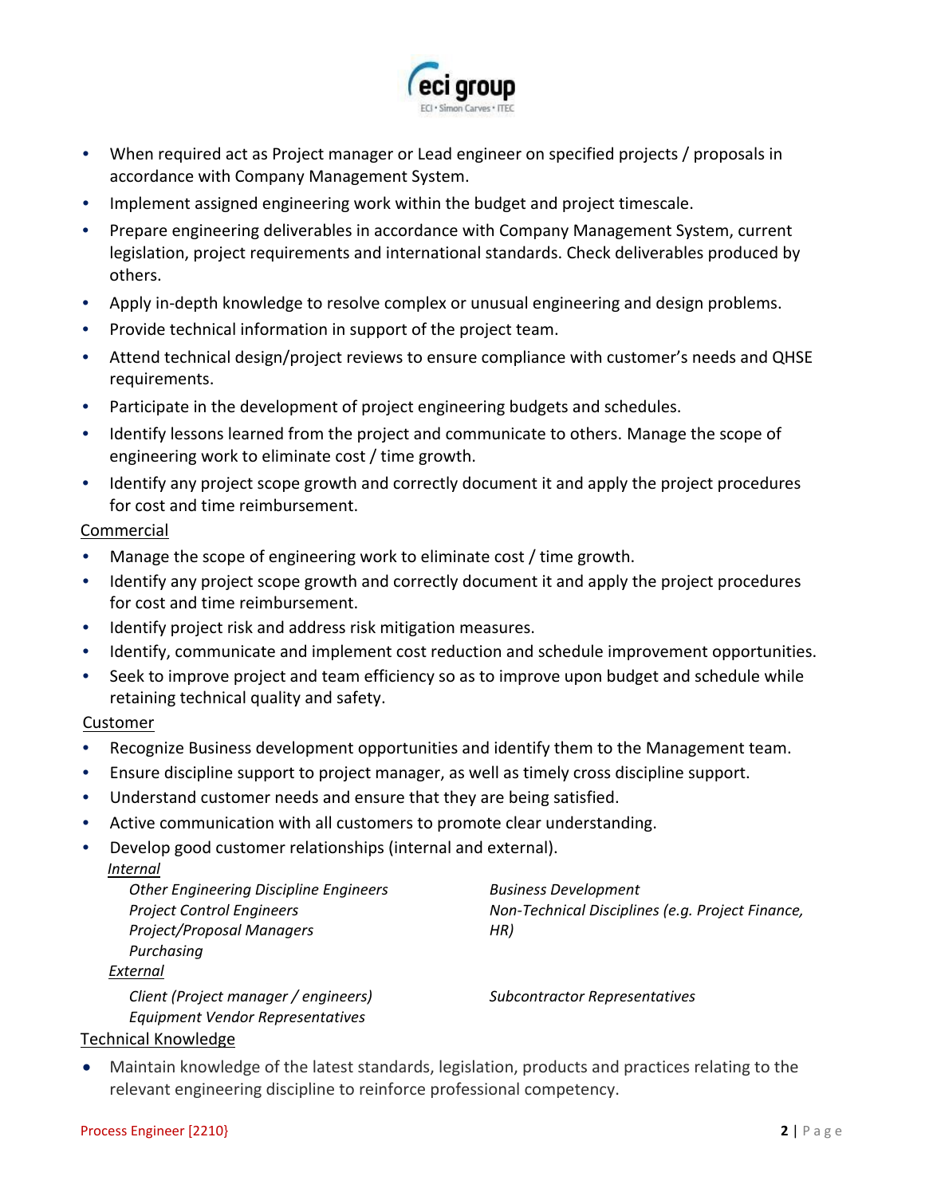- When required act as Project manager or Lead engineer on specified projects / proposals in accordance with Company Management System.
- Implement assigned engineering work within the budget and project timescale.
- Prepare engineering deliverables in accordance with Company Management System, current legislation, project requirements and international standards. Check deliverables produced by others.
- Apply in-depth knowledge to resolve complex or unusual engineering and design problems.
- Provide technical information in support of the project team.
- Attend technical design/project reviews to ensure compliance with customer's needs and QHSE requirements.
- Participate in the development of project engineering budgets and schedules.
- Identify lessons learned from the project and communicate to others. Manage the scope of engineering work to eliminate cost / time growth.
- Identify any project scope growth and correctly document it and apply the project procedures for cost and time reimbursement.

<u>Commercial</u>

- Manage the scope of engineering work to eliminate cost / time growth.
- Identify any project scope growth and correctly document it and apply the project procedures for cost and time reimbursement.
- Identify project risk and address risk mitigation measures.
- Identify, communicate and implement cost reduction and schedule improvement opportunities.
- Seek to improve project and team efficiency so as to improve upon budget and schedule while retaining technical quality and safety.

<u>Customer</u>

- Recognize Business development opportunities and identify them to the Management team.
- Ensure discipline support to project manager, as well as timely cross discipline support.
- Understand customer needs and ensure that they are being satisfied.
- Active communication with all customers to promote clear understanding.
- Develop good customer relationships (internal and external).

*<u>Internal</u>*

*Other Engineering Discipline Engineers*
*Project Control Engineers*
*Project/Proposal Managers*
*Purchasing*
*Business Development*
*Non-Technical Disciplines (e.g. Project Finance, HR)*

*<u>External</u>*

*Client (Project manager / engineers)*
*Equipment Vendor Representatives*
*Subcontractor Representatives*

<u>Technical Knowledge</u>

- Maintain knowledge of the latest standards, legislation, products and practices relating to the relevant engineering discipline to reinforce professional competency.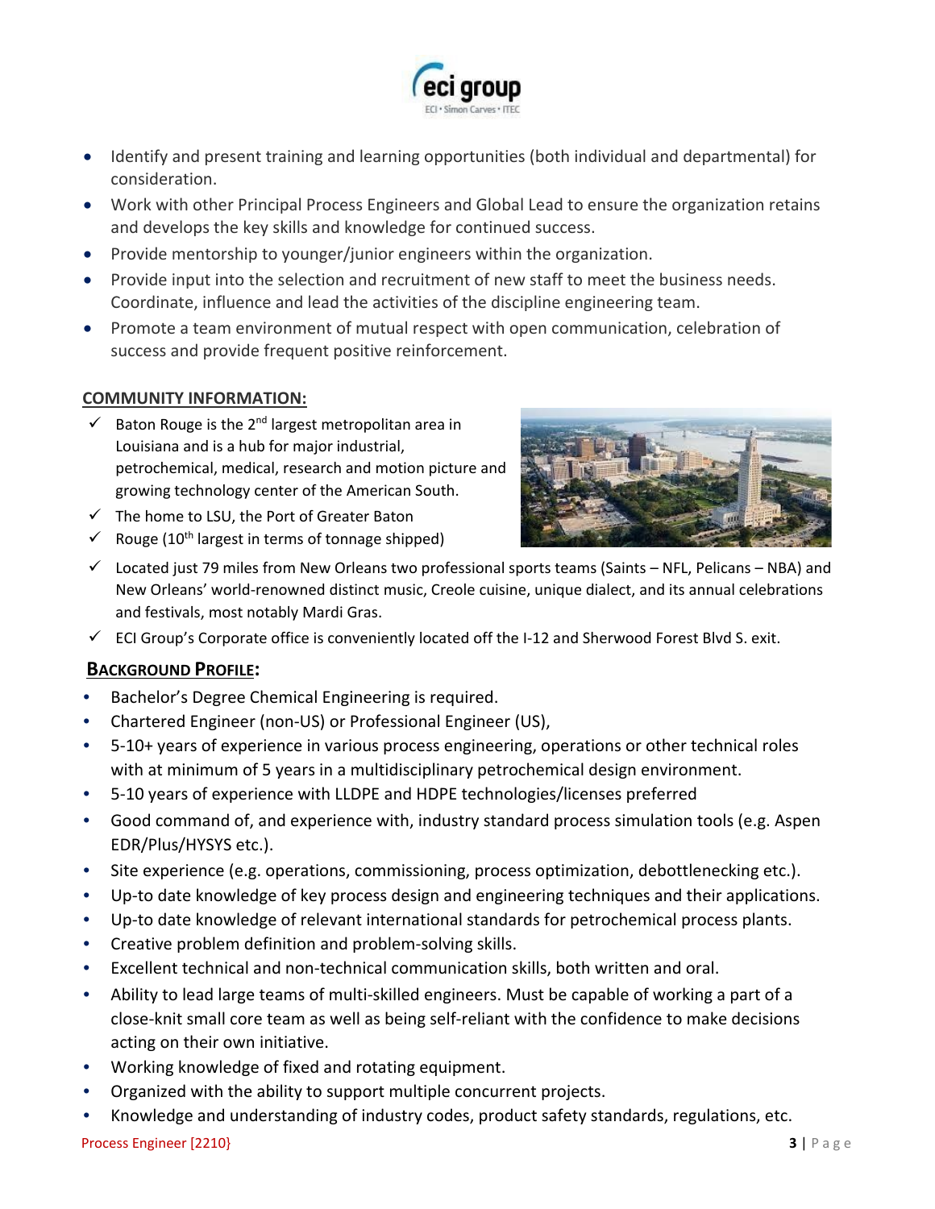- Identify and present training and learning opportunities (both individual and departmental) for consideration.
- Work with other Principal Process Engineers and Global Lead to ensure the organization retains and develops the key skills and knowledge for continued success.
- Provide mentorship to younger/junior engineers within the organization.
- Provide input into the selection and recruitment of new staff to meet the business needs. Coordinate, influence and lead the activities of the discipline engineering team.
- Promote a team environment of mutual respect with open communication, celebration of success and provide frequent positive reinforcement.

## COMMUNITY INFORMATION:

- ✓ Baton Rouge is the 2nd largest metropolitan area in Louisiana and is a hub for major industrial, petrochemical, medical, research and motion picture and growing technology center of the American South.
- ✓ The home to LSU, the Port of Greater Baton
- ✓ Rouge (10th largest in terms of tonnage shipped)
- ✓ Located just 79 miles from New Orleans two professional sports teams (Saints – NFL, Pelicans – NBA) and New Orleans' world-renowned distinct music, Creole cuisine, unique dialect, and its annual celebrations and festivals, most notably Mardi Gras.
- ✓ ECI Group's Corporate office is conveniently located off the I-12 and Sherwood Forest Blvd S. exit.

## BACKGROUND PROFILE:

- Bachelor's Degree Chemical Engineering is required.
- Chartered Engineer (non-US) or Professional Engineer (US),
- 5-10+ years of experience in various process engineering, operations or other technical roles with at minimum of 5 years in a multidisciplinary petrochemical design environment.
- 5-10 years of experience with LLDPE and HDPE technologies/licenses preferred
- Good command of, and experience with, industry standard process simulation tools (e.g. Aspen EDR/Plus/HYSYS etc.).
- Site experience (e.g. operations, commissioning, process optimization, debottlenecking etc.).
- Up-to date knowledge of key process design and engineering techniques and their applications.
- Up-to date knowledge of relevant international standards for petrochemical process plants.
- Creative problem definition and problem-solving skills.
- Excellent technical and non-technical communication skills, both written and oral.
- Ability to lead large teams of multi-skilled engineers. Must be capable of working a part of a close-knit small core team as well as being self-reliant with the confidence to make decisions acting on their own initiative.
- Working knowledge of fixed and rotating equipment.
- Organized with the ability to support multiple concurrent projects.
- Knowledge and understanding of industry codes, product safety standards, regulations, etc.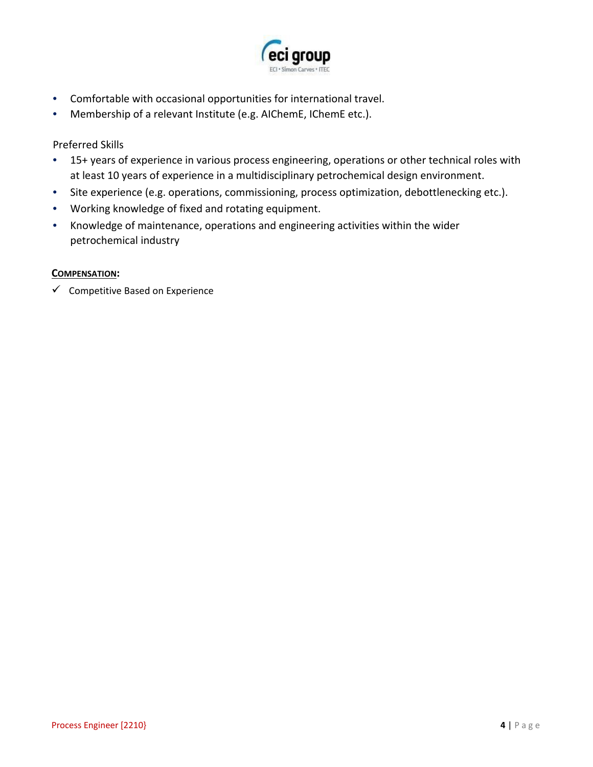- Comfortable with occasional opportunities for international travel.
- Membership of a relevant Institute (e.g. AIChemE, IChemE etc.).

Preferred Skills

- 15+ years of experience in various process engineering, operations or other technical roles with at least 10 years of experience in a multidisciplinary petrochemical design environment.
- Site experience (e.g. operations, commissioning, process optimization, debottlenecking etc.).
- Working knowledge of fixed and rotating equipment.
- Knowledge of maintenance, operations and engineering activities within the wider petrochemical industry

**COMPENSATION:**

✓ Competitive Based on Experience